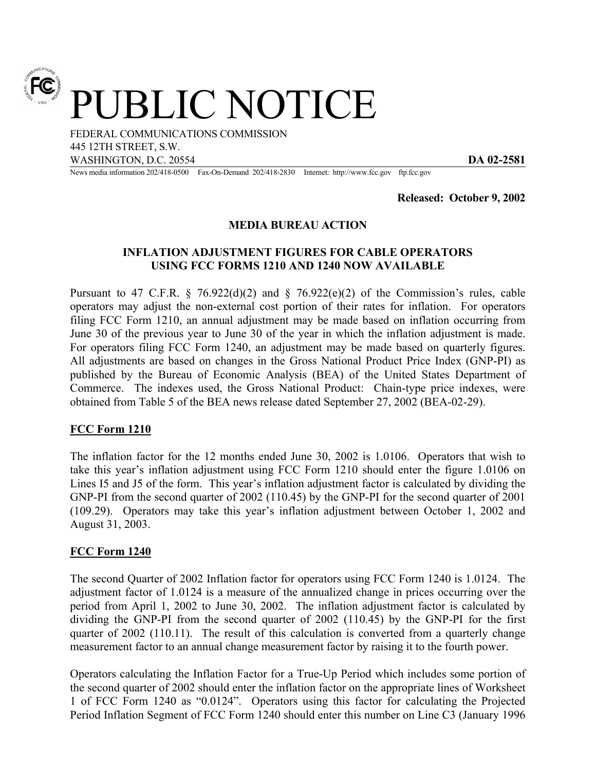# PUBLIC NOTICE

FEDERAL COMMUNICATIONS COMMISSION
445 12TH STREET, S.W.
WASHINGTON, D.C. 20554 **DA 02-2581**

News media information 202/418-0500 Fax-On-Demand 202/418-2830 Internet: http://www.fcc.gov ftp.fcc.gov

**Released: October 9, 2002**

**MEDIA BUREAU ACTION**

**INFLATION ADJUSTMENT FIGURES FOR CABLE OPERATORS USING FCC FORMS 1210 AND 1240 NOW AVAILABLE**

Pursuant to 47 C.F.R. § 76.922(d)(2) and § 76.922(e)(2) of the Commission's rules, cable operators may adjust the non-external cost portion of their rates for inflation. For operators filing FCC Form 1210, an annual adjustment may be made based on inflation occurring from June 30 of the previous year to June 30 of the year in which the inflation adjustment is made. For operators filing FCC Form 1240, an adjustment may be made based on quarterly figures. All adjustments are based on changes in the Gross National Product Price Index (GNP-PI) as published by the Bureau of Economic Analysis (BEA) of the United States Department of Commerce. The indexes used, the Gross National Product: Chain-type price indexes, were obtained from Table 5 of the BEA news release dated September 27, 2002 (BEA-02-29).

**FCC Form 1210**

The inflation factor for the 12 months ended June 30, 2002 is 1.0106. Operators that wish to take this year's inflation adjustment using FCC Form 1210 should enter the figure 1.0106 on Lines I5 and J5 of the form. This year's inflation adjustment factor is calculated by dividing the GNP-PI from the second quarter of 2002 (110.45) by the GNP-PI for the second quarter of 2001 (109.29). Operators may take this year's inflation adjustment between October 1, 2002 and August 31, 2003.

**FCC Form 1240**

The second Quarter of 2002 Inflation factor for operators using FCC Form 1240 is 1.0124. The adjustment factor of 1.0124 is a measure of the annualized change in prices occurring over the period from April 1, 2002 to June 30, 2002. The inflation adjustment factor is calculated by dividing the GNP-PI from the second quarter of 2002 (110.45) by the GNP-PI for the first quarter of 2002 (110.11). The result of this calculation is converted from a quarterly change measurement factor to an annual change measurement factor by raising it to the fourth power.

Operators calculating the Inflation Factor for a True-Up Period which includes some portion of the second quarter of 2002 should enter the inflation factor on the appropriate lines of Worksheet 1 of FCC Form 1240 as "0.0124". Operators using this factor for calculating the Projected Period Inflation Segment of FCC Form 1240 should enter this number on Line C3 (January 1996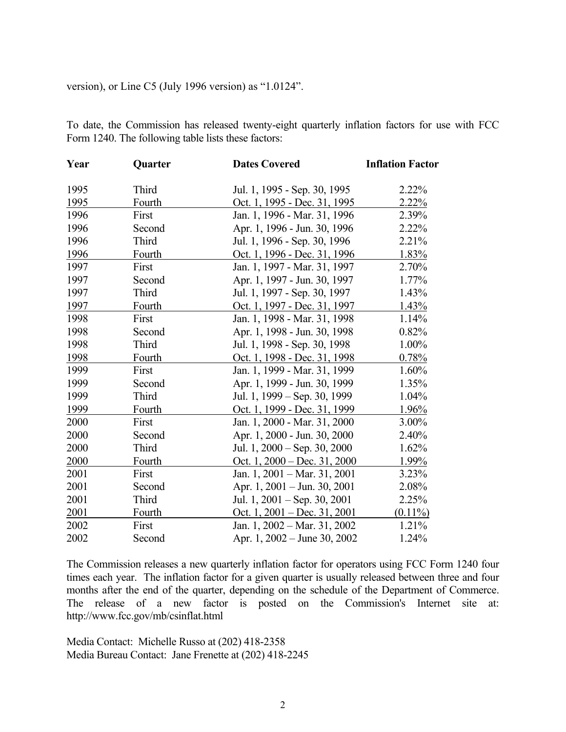version), or Line C5 (July 1996 version) as "1.0124".

To date, the Commission has released twenty-eight quarterly inflation factors for use with FCC Form 1240. The following table lists these factors:

| Year | Quarter | Dates Covered | Inflation Factor |
|---|---|---|---|
| 1995 | Third | Jul. 1, 1995 - Sep. 30, 1995 | 2.22% |
| 1995 | Fourth | Oct. 1, 1995 - Dec. 31, 1995 | 2.22% |
| 1996 | First | Jan. 1, 1996 - Mar. 31, 1996 | 2.39% |
| 1996 | Second | Apr. 1, 1996 - Jun. 30, 1996 | 2.22% |
| 1996 | Third | Jul. 1, 1996 - Sep. 30, 1996 | 2.21% |
| 1996 | Fourth | Oct. 1, 1996 - Dec. 31, 1996 | 1.83% |
| 1997 | First | Jan. 1, 1997 - Mar. 31, 1997 | 2.70% |
| 1997 | Second | Apr. 1, 1997 - Jun. 30, 1997 | 1.77% |
| 1997 | Third | Jul. 1, 1997 - Sep. 30, 1997 | 1.43% |
| 1997 | Fourth | Oct. 1, 1997 - Dec. 31, 1997 | 1.43% |
| 1998 | First | Jan. 1, 1998 - Mar. 31, 1998 | 1.14% |
| 1998 | Second | Apr. 1, 1998 - Jun. 30, 1998 | 0.82% |
| 1998 | Third | Jul. 1, 1998 - Sep. 30, 1998 | 1.00% |
| 1998 | Fourth | Oct. 1, 1998 - Dec. 31, 1998 | 0.78% |
| 1999 | First | Jan. 1, 1999 - Mar. 31, 1999 | 1.60% |
| 1999 | Second | Apr. 1, 1999 - Jun. 30, 1999 | 1.35% |
| 1999 | Third | Jul. 1, 1999 – Sep. 30, 1999 | 1.04% |
| 1999 | Fourth | Oct. 1, 1999 - Dec. 31, 1999 | 1.96% |
| 2000 | First | Jan. 1, 2000 - Mar. 31, 2000 | 3.00% |
| 2000 | Second | Apr. 1, 2000 - Jun. 30, 2000 | 2.40% |
| 2000 | Third | Jul. 1, 2000 – Sep. 30, 2000 | 1.62% |
| 2000 | Fourth | Oct. 1, 2000 – Dec. 31, 2000 | 1.99% |
| 2001 | First | Jan. 1, 2001 – Mar. 31, 2001 | 3.23% |
| 2001 | Second | Apr. 1, 2001 – Jun. 30, 2001 | 2.08% |
| 2001 | Third | Jul. 1, 2001 – Sep. 30, 2001 | 2.25% |
| 2001 | Fourth | Oct. 1, 2001 – Dec. 31, 2001 | (0.11%) |
| 2002 | First | Jan. 1, 2002 – Mar. 31, 2002 | 1.21% |
| 2002 | Second | Apr. 1, 2002 – June 30, 2002 | 1.24% |

The Commission releases a new quarterly inflation factor for operators using FCC Form 1240 four times each year. The inflation factor for a given quarter is usually released between three and four months after the end of the quarter, depending on the schedule of the Department of Commerce. The release of a new factor is posted on the Commission's Internet site at: http://www.fcc.gov/mb/csinflat.html

Media Contact: Michelle Russo at (202) 418-2358
Media Bureau Contact: Jane Frenette at (202) 418-2245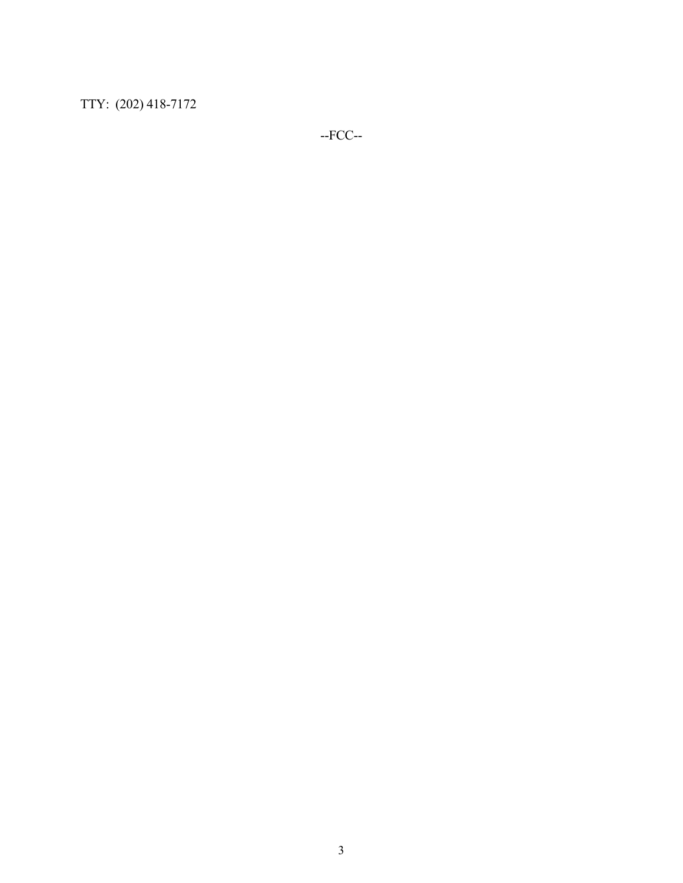TTY: (202) 418-7172

--FCC--